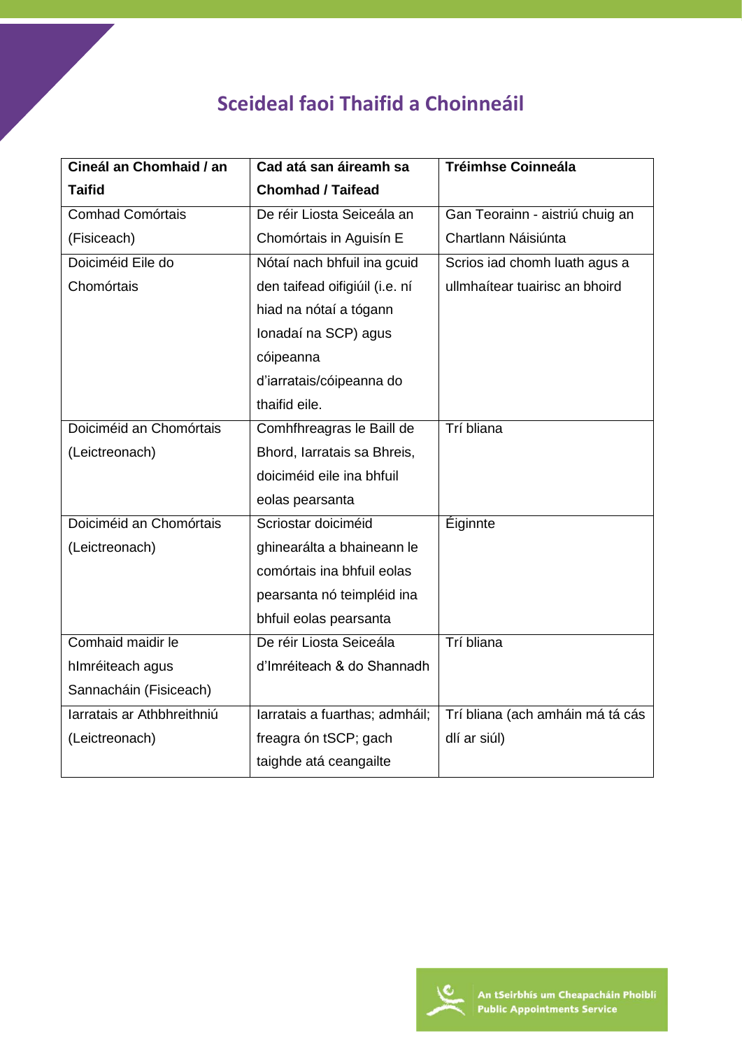# Sceideal faoi Thaifid a Choinneáil

| Cineál an Chomhaid / an Taifid | Cad atá san áireamh sa Chomhad / Taifead | Tréimhse Coinneála |
|---|---|---|
| Comhad Comórtais (Fisiceach) | De réir Liosta Seiceála an Chomórtais in Aguisín E | Gan Teorainn - aistriú chuig an Chartlann Náisiúnta |
| Doiciméid Eile do Chomórtais | Nótaí nach bhfuil ina gcuid den taifead oifigiúil (i.e. ní hiad na nótaí a tógann Ionadaí na SCP) agus cóipeanna d'iarratais/cóipeanna do thaifid eile. | Scrios iad chomh luath agus a ullmhaítear tuairisc an bhoird |
| Doiciméid an Chomórtais (Leictreonach) | Comhfhreagras le Baill de Bhord, Iarratais sa Bhreis, doiciméid eile ina bhfuil eolas pearsanta | Trí bliana |
| Doiciméid an Chomórtais (Leictreonach) | Scriostar doiciméid ghinearálta a bhaineann le comórtais ina bhfuil eolas pearsanta nó teimpléid ina bhfuil eolas pearsanta | Éiginnte |
| Comhaid maidir le hImréiteach agus Sannacháin (Fisiceach) | De réir Liosta Seiceála d'Imréiteach & do Shannadh | Trí bliana |
| Iarratais ar Athbhreithniú (Leictreonach) | Iarratais a fuarthas; admháil; freagra ón tSCP; gach taighde atá ceangailte | Trí bliana (ach amháin má tá cás dlí ar siúl) |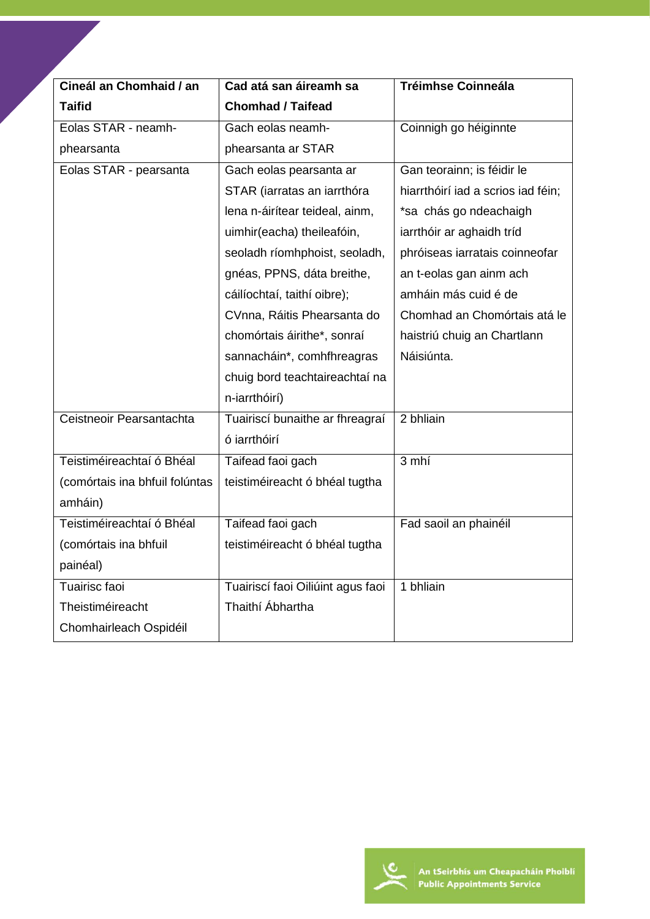| Cineál an Chomhaid / an Taifid | Cad atá san áireamh sa Chomhad / Taifead | Tréimhse Coinneála |
|---|---|---|
| Eolas STAR - neamh-phearsanta | Gach eolas neamh-phearsanta ar STAR | Coinnigh go héiginnte |
| Eolas STAR - pearsanta | Gach eolas pearsanta ar STAR (iarratas an iarrthóra lena n-áirítear teideal, ainm, uimhir(eacha) theileafóin, seoladh ríomhphoist, seoladh, gnéas, PPNS, dáta breithe, cáilíochtaí, taithí oibre); CVnna, Ráitis Phearsanta do chomórtais áirithe*, sonraí sannacháin*, comhfhreagras chuig bord teachtaireachtaí na n-iarrthóirí) | Gan teorainn; is féidir le hiarrthóirí iad a scrios iad féin; *sa chás go ndeachaigh iarrthóir ar aghaidh tríd phróiseas iarratais coinneofar an t-eolas gan ainm ach amháin más cuid é de Chomhad an Chomórtais atá le haistriú chuig an Chartlann Náisiúnta. |
| Ceistneoir Pearsantachta | Tuairiscí bunaithe ar fhreagraí ó iarrthóirí | 2 bhliain |
| Teistiméireachtaí ó Bhéal (comórtais ina bhfuil folúntas amháin) | Taifead faoi gach teistiméireacht ó bhéal tugtha | 3 mhí |
| Teistiméireachtaí ó Bhéal (comórtais ina bhfuil painéal) | Taifead faoi gach teistiméireacht ó bhéal tugtha | Fad saoil an phainéil |
| Tuairisc faoi Theistiméireacht Chomhairleach Ospidéil | Tuairiscí faoi Oiliúint agus faoi Thaithí Ábhartha | 1 bhliain |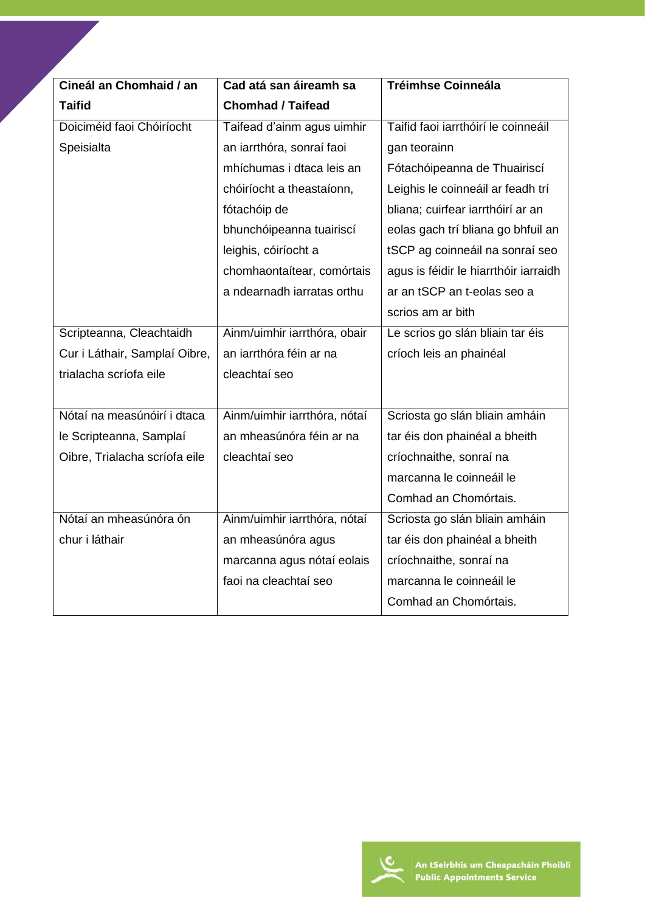| Cineál an Chomhaid / an Taifid | Cad atá san áireamh sa Chomhad / Taifead | Tréimhse Coinneála |
|---|---|---|
| Doiciméid faoi Chóiríocht Speisialta | Taifead d'ainm agus uimhir an iarrthóra, sonraí faoi mhíchumas i dtaca leis an chóiríocht a theastaíonn, fótachóip de bhunchóipeanna tuairiscí leighis, cóiríocht a chomhaontaítear, comórtais a ndearnadh iarratas orthu | Taifid faoi iarrthóirí le coinneáil gan teorainn Fótachóipeanna de Thuairiscí Leighis le coinneáil ar feadh trí bliana; cuirfear iarrthóirí ar an eolas gach trí bliana go bhfuil an tSCP ag coinneáil na sonraí seo agus is féidir le hiarrthóir iarraidh ar an tSCP an t-eolas seo a scrios am ar bith |
| Scripteanna, Cleachtaidh Cur i Láthair, Samplaí Oibre, trialacha scríofa eile | Ainm/uimhir iarrthóra, obair an iarrthóra féin ar na cleachtaí seo | Le scrios go slán bliain tar éis críoch leis an phainéal |
| Nótaí na measúnóirí i dtaca le Scripteanna, Samplaí Oibre, Trialacha scríofa eile | Ainm/uimhir iarrthóra, nótaí an mheasúnóra féin ar na cleachtaí seo | Scriosta go slán bliain amháin tar éis don phainéal a bheith críochnaithe, sonraí na marcanna le coinneáil le Comhad an Chomórtais. |
| Nótaí an mheasúnóra ón chur i láthair | Ainm/uimhir iarrthóra, nótaí an mheasúnóra agus marcanna agus nótaí eolais faoi na cleachtaí seo | Scriosta go slán bliain amháin tar éis don phainéal a bheith críochnaithe, sonraí na marcanna le coinneáil le Comhad an Chomórtais. |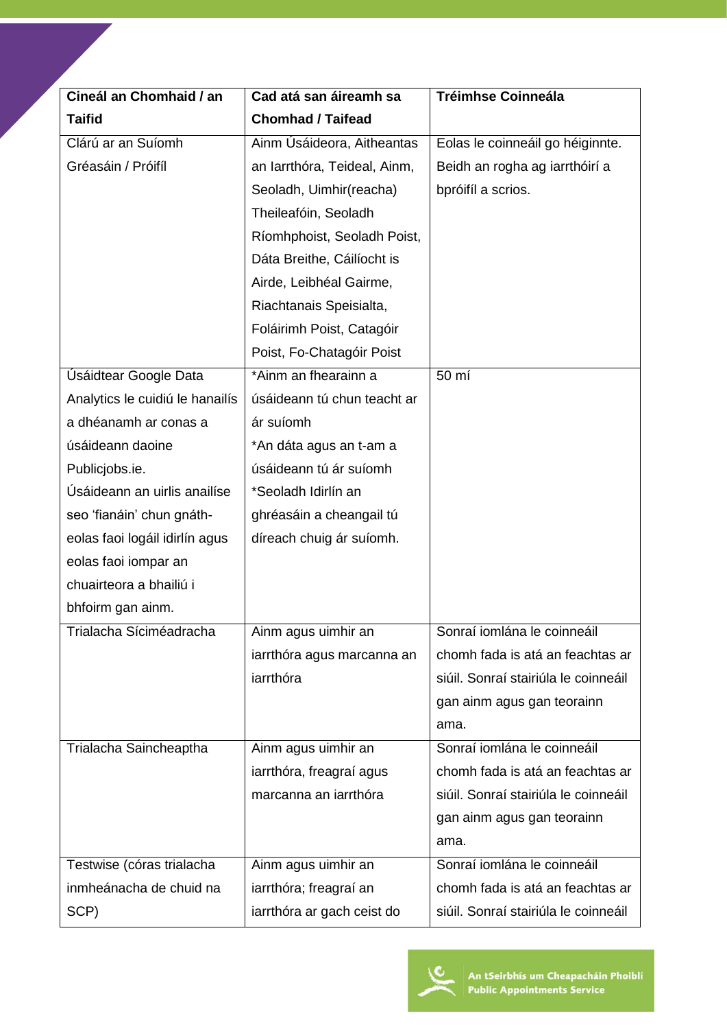| Cineál an Chomhaid / an Taifid | Cad atá san áireamh sa Chomhad / Taifead | Tréimhse Coinneála |
|---|---|---|
| Clárú ar an Suíomh Gréasáin / Próifíl | Ainm Úsáideora, Aitheantas an Iarrthóra, Teideal, Ainm, Seoladh, Uimhir(reacha) Theileafóin, Seoladh Ríomhphoist, Seoladh Poist, Dáta Breithe, Cáilíocht is Airde, Leibhéal Gairme, Riachtanais Speisialta, Foláirimh Poist, Catagóir Poist, Fo-Chatagóir Poist | Eolas le coinneáil go héiginnte. Beidh an rogha ag iarrthóirí a bpróifíl a scrios. |
| Úsáidtear Google Data Analytics le cuidiú le hanailís a dhéanamh ar conas a úsáideann daoine Publicjobs.ie. Úsáideann an uirlis anailíse seo 'fianáin' chun gnáth-eolas faoi logáil idirlín agus eolas faoi iompar an chuairteora a bhailiú i bhfoirm gan ainm. | *Ainm an fhearainn a úsáideann tú chun teacht ar ár suíomh<br>*An dáta agus an t-am a úsáideann tú ár suíomh<br>*Seoladh Idirlín an ghréasáin a cheangail tú díreach chuig ár suíomh. | 50 mí |
| Trialacha Síciméadracha | Ainm agus uimhir an iarrthóra agus marcanna an iarrthóra | Sonraí iomlána le coinneáil chomh fada is atá an feachtas ar siúil. Sonraí stairiúla le coinneáil gan ainm agus gan teorainn ama. |
| Trialacha Saincheaptha | Ainm agus uimhir an iarrthóra, freagraí agus marcanna an iarrthóra | Sonraí iomlána le coinneáil chomh fada is atá an feachtas ar siúil. Sonraí stairiúla le coinneáil gan ainm agus gan teorainn ama. |
| Testwise (córas trialacha inmheánacha de chuid na SCP) | Ainm agus uimhir an iarrthóra; freagraí an iarrthóra ar gach ceist do | Sonraí iomlána le coinneáil chomh fada is atá an feachtas ar siúil. Sonraí stairiúla le coinneáil |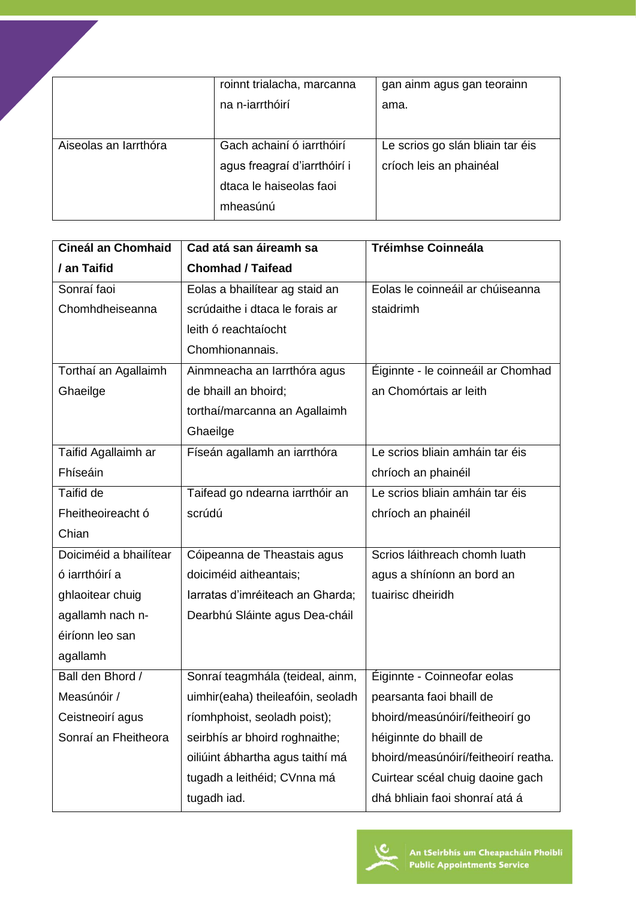|  | roinnt trialacha, marcanna na n-iarrthóirí | gan ainm agus gan teorainn ama. |
|---|---|---|
| Aiseolas an Iarrthóra | Gach achainí ó iarrthóirí agus freagraí d'iarrthóirí i dtaca le haiseolas faoi mheasúnú | Le scrios go slán bliain tar éis críoch leis an phainéal |

| Cineál an Chomhaid / an Taifid | Cad atá san áireamh sa Chomhad / Taifead | Tréimhse Coinneála |
|---|---|---|
| Sonraí faoi Chomhdheiseanna | Eolas a bhailítear ag staid an scrúdaithe i dtaca le forais ar leith ó reachtaíocht Chomhionannais. | Eolas le coinneáil ar chúiseanna staidrimh |
| Torthaí an Agallaimh Ghaeilge | Ainmneacha an Iarrthóra agus de bhaill an bhoird; torthaí/marcanna an Agallaimh Ghaeilge | Éiginnte - le coinneáil ar Chomhad an Chomórtais ar leith |
| Taifid Agallaimh ar Fhíseáin | Físeán agallamh an iarrthóra | Le scrios bliain amháin tar éis chríoch an phainéil |
| Taifid de Fheitheoireacht ó Chian | Taifead go ndearna iarrthóir an scrúdú | Le scrios bliain amháin tar éis chríoch an phainéil |
| Doiciméid a bhailítear ó iarrthóirí a ghlaoitear chuig agallamh nach n-éiríonn leo san agallamh | Cóipeanna de Theastais agus doiciméid aitheantais; Iarratas d'imréiteach an Gharda; Dearbhú Sláinte agus Dea-cháil | Scrios láithreach chomh luath agus a shíníonn an bord an tuairisc dheiridh |
| Ball den Bhord / Measúnóir / Ceistneoirí agus Sonraí an Fheitheora | Sonraí teagmhála (teideal, ainm, uimhir(eaha) theileafóin, seoladh ríomhphoist, seoladh poist); seirbhís ar bhoird roghnaithe; oiliúint ábhartha agus taithí má tugadh a leithéid; CVnna má tugadh iad. | Éiginnte - Coinneofar eolas pearsanta faoi bhaill de bhoird/measúnóirí/feitheoirí go héiginnte do bhaill de bhoird/measúnóirí/feitheoirí reatha. Cuirtear scéal chuig daoine gach dhá bhliain faoi shonraí atá á |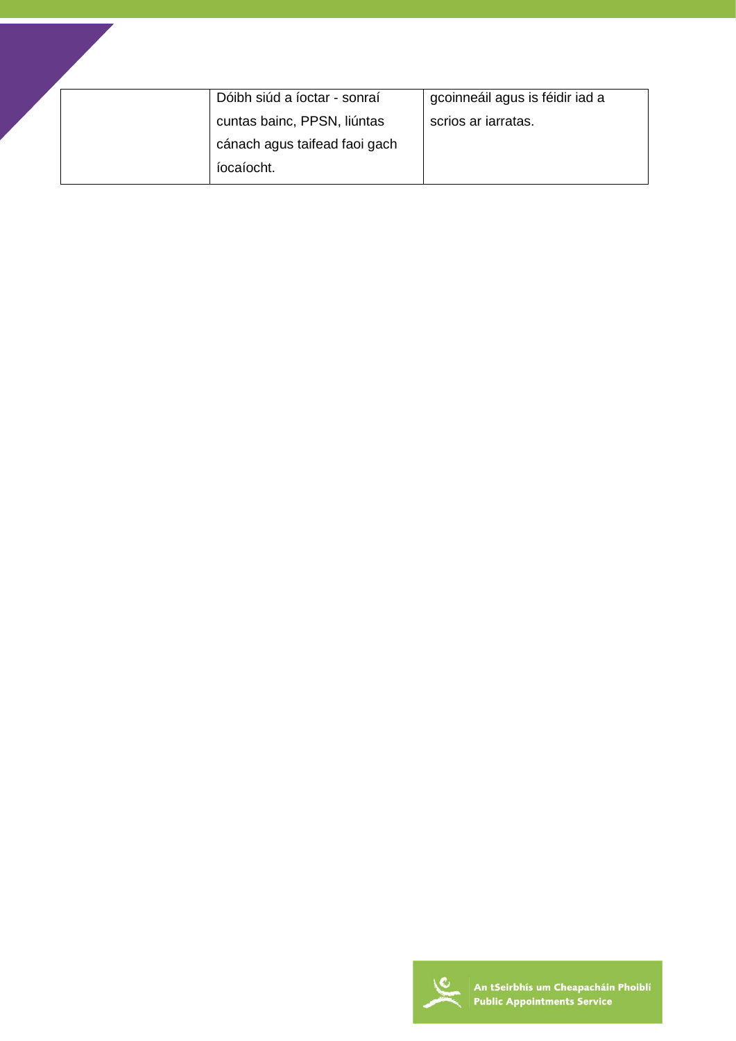| | | |
|---|---|---|
| | Dóibh siúd a íoctar - sonraí cuntas bainc, PPSN, liúntas cánach agus taifead faoi gach íocaíocht. | gcoinneáil agus is féidir iad a scrios ar iarratas. |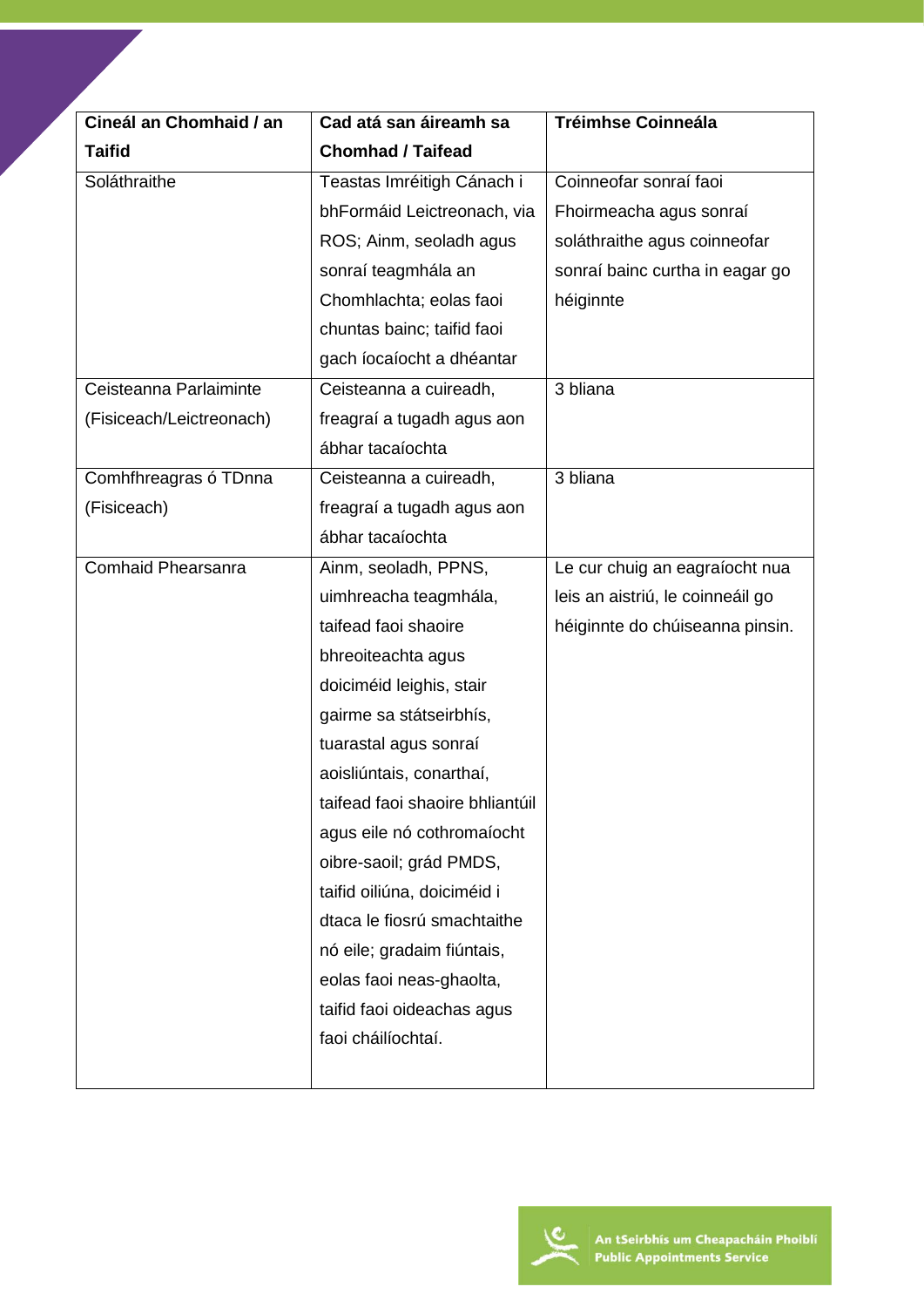| Cineál an Chomhaid / an Taifid | Cad atá san áireamh sa Chomhad / Taifead | Tréimhse Coinneála |
|---|---|---|
| Soláthraithe | Teastas Imréitigh Cánach i bhFormáid Leictreonach, via ROS; Ainm, seoladh agus sonraí teagmhála an Chomhlachta; eolas faoi chuntas bainc; taifid faoi gach íocaíocht a dhéantar | Coinneofar sonraí faoi Fhoirmeacha agus sonraí soláthraithe agus coinneofar sonraí bainc curtha in eagar go héiginnte |
| Ceisteanna Parlaiminte (Fisiceach/Leictreonach) | Ceisteanna a cuireadh, freagraí a tugadh agus aon ábhar tacaíochta | 3 bliana |
| Comhfhreagras ó TDnna (Fisiceach) | Ceisteanna a cuireadh, freagraí a tugadh agus aon ábhar tacaíochta | 3 bliana |
| Comhaid Phearsanra | Ainm, seoladh, PPNS, uimhreacha teagmhála, taifead faoi shaoire bhreoiteachta agus doiciméid leighis, stair gairme sa státseirbhís, tuarastal agus sonraí aoisliúntais, conarthaí, taifead faoi shaoire bhliantúil agus eile nó cothromaíocht oibre-saoil; grád PMDS, taifid oiliúna, doiciméid i dtaca le fiosrú smachtaithe nó eile; gradaim fiúntais, eolas faoi neas-ghaolta, taifid faoi oideachas agus faoi cháilíochtaí. | Le cur chuig an eagraíocht nua leis an aistriú, le coineáil go héiginnte do chúiseanna pinsin. |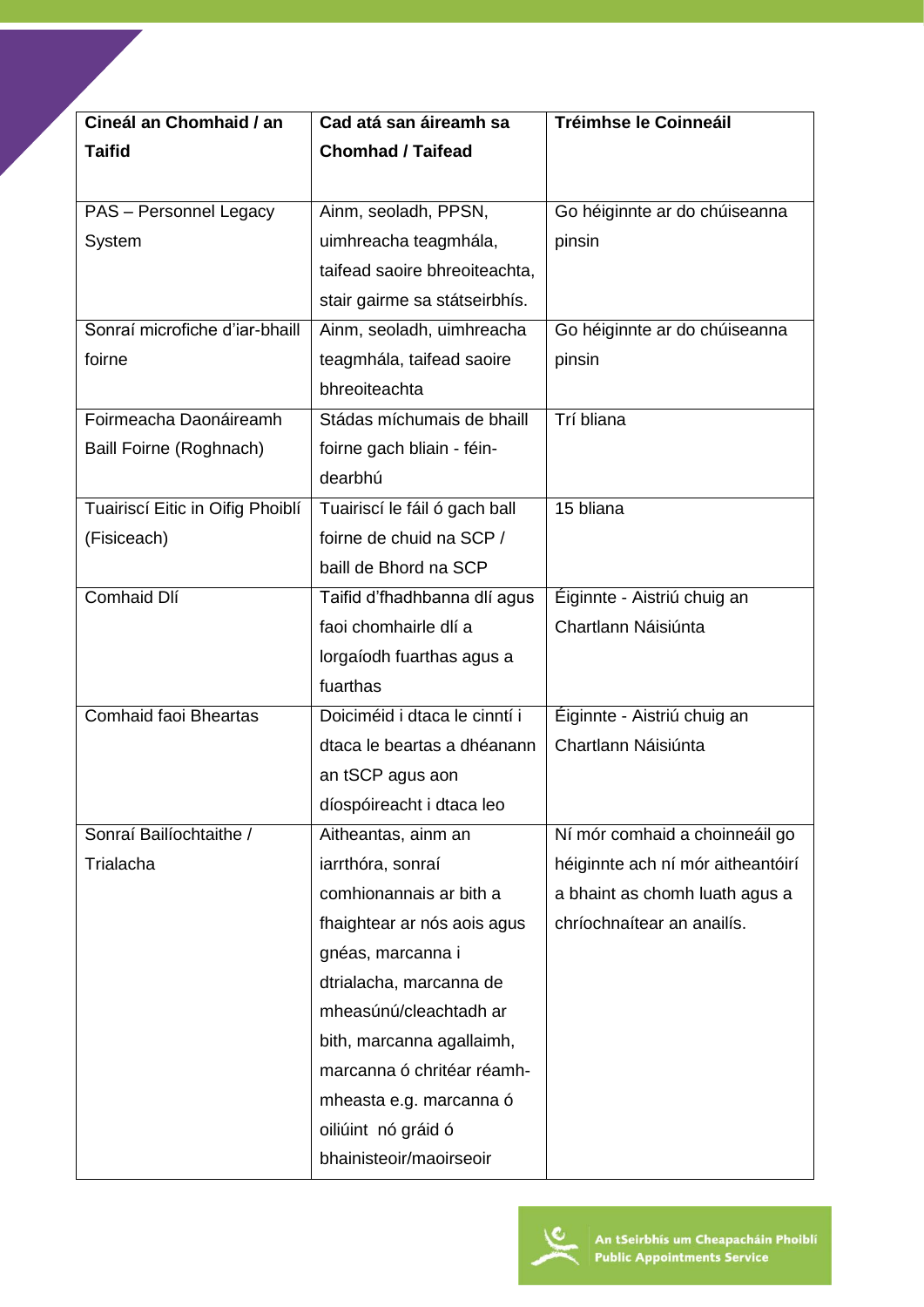| Cineál an Chomhaid / an Taifid | Cad atá san áireamh sa Chomhad / Taifead | Tréimhse le Coinneáil |
|---|---|---|
| PAS – Personnel Legacy System | Ainm, seoladh, PPSN, uimhreacha teagmhála, taifead saoire bhreoiteachta, stair gairme sa státseirbhís. | Go héiginnte ar do chúiseanna pinsin |
| Sonraí microfiche d'iar-bhaill foirne | Ainm, seoladh, uimhreacha teagmhála, taifead saoire bhreoiteachta | Go héiginnte ar do chúiseanna pinsin |
| Foirmeacha Daonáireamh Baill Foirne (Roghnach) | Stádas míchumais de bhaill foirne gach bliain - féin-dearbhú | Trí bliana |
| Tuairiscí Eitic in Oifig Phoiblí (Fisiceach) | Tuairiscí le fáil ó gach ball foirne de chuid na SCP / baill de Bhord na SCP | 15 bliana |
| Comhaid Dlí | Taifid d'fhadhbanna dlí agus faoi chomhairle dlí a lorgaíodh fuarthas agus a fuarthas | Éiginnte - Aistriú chuig an Chartlann Náisiúnta |
| Comhaid faoi Bheartas | Doiciméid i dtaca le cinntí i dtaca le beartas a dhéanann an tSCP agus aon díospóireacht i dtaca leo | Éiginnte - Aistriú chuig an Chartlann Náisiúnta |
| Sonraí Bailíochtaithe / Trialacha | Aitheantas, ainm an iarrthóra, sonraí comhionannais ar bith a fhaightear ar nós aois agus gnéas, marcanna i dtrialacha, marcanna de mheasúnú/cleachtadh ar bith, marcanna agallaimh, marcanna ó chritéar réamh-mheasta e.g. marcanna ó oiliúint nó gráid ó bhainisteoir/maoirseoir | Ní mór comhaid a choinneáil go héiginnte ach ní mór aitheantóirí a bhaint as chomh luath agus a chríochnaítear an anailís. |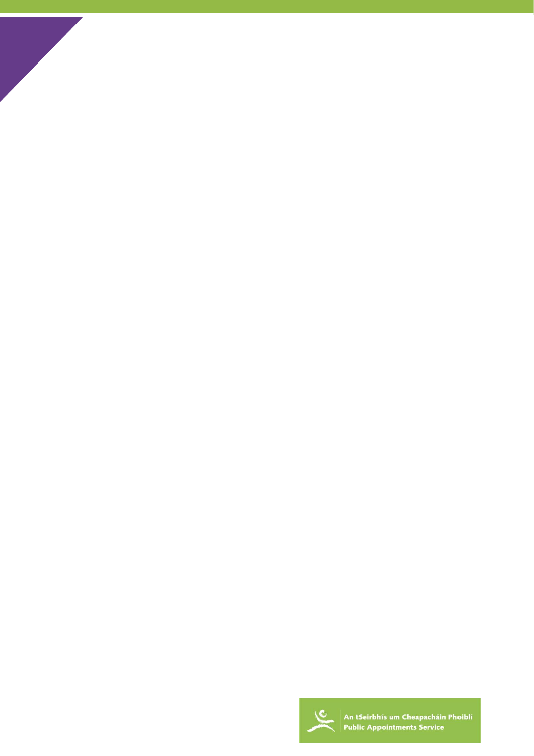An tSeirbhís um Cheapacháin Phoiblí
Public Appointments Service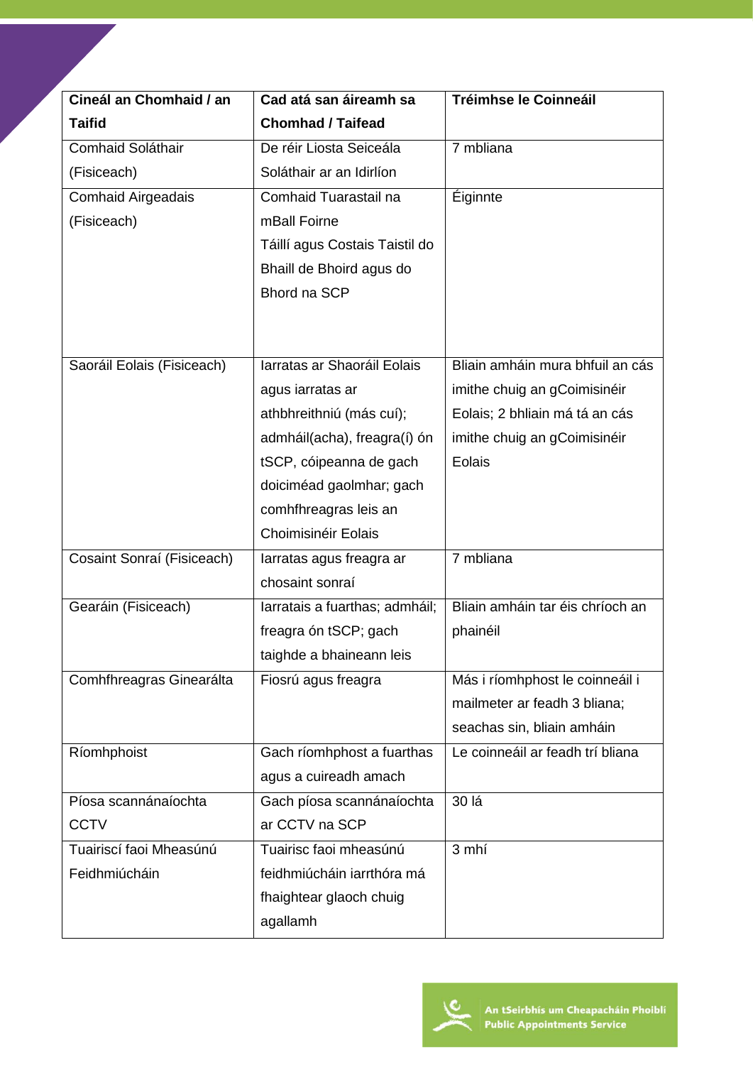| Cineál an Chomhaid / an Taifid | Cad atá san áireamh sa Chomhad / Taifead | Tréimhse le Coinneáil |
|---|---|---|
| Comhaid Soláthair (Fisiceach) | De réir Liosta Seiceála Soláthair ar an Idirlíon | 7 mbliana |
| Comhaid Airgeadais (Fisiceach) | Comhaid Tuarastail na mBall Foirne<br>Táillí agus Costais Taistil do Bhaill de Bhoird agus do Bhord na SCP | Éiginnte |
| Saoráil Eolais (Fisiceach) | Iarratas ar Shaoráil Eolais agus iarratas ar athbhreithniú (más cuí); admháil(acha), freagra(í) ón tSCP, cóipeanna de gach doiciméad gaolmhar; gach comhfhreagras leis an Choimisinéir Eolais | Bliain amháin mura bhfuil an cás imithe chuig an gCoimisinéir Eolais; 2 bhliain má tá an cás imithe chuig an gCoimisinéir Eolais |
| Cosaint Sonraí (Fisiceach) | Iarratas agus freagra ar chosaint sonraí | 7 mbliana |
| Gearáin (Fisiceach) | Iarratais a fuarthas; admháil; freagra ón tSCP; gach taighde a bhaineann leis | Bliain amháin tar éis chríoch an phainéil |
| Comhfhreagras Ginearálta | Fiosrú agus freagra | Más i ríomhphost le coinneáil i mailmeter ar feadh 3 bliana; seachas sin, bliain amháin |
| Ríomhphoist | Gach ríomhphost a fuarthas agus a cuireadh amach | Le coinneáil ar feadh trí bliana |
| Píosa scannánaíochta CCTV | Gach píosa scannánaíochta ar CCTV na SCP | 30 lá |
| Tuairiscí faoi Mheasúnú Feidhmiúcháin | Tuairisc faoi mheasúnú feidhmiúcháin iarrthóra má fhaightear glaoch chuig agallamh | 3 mhí |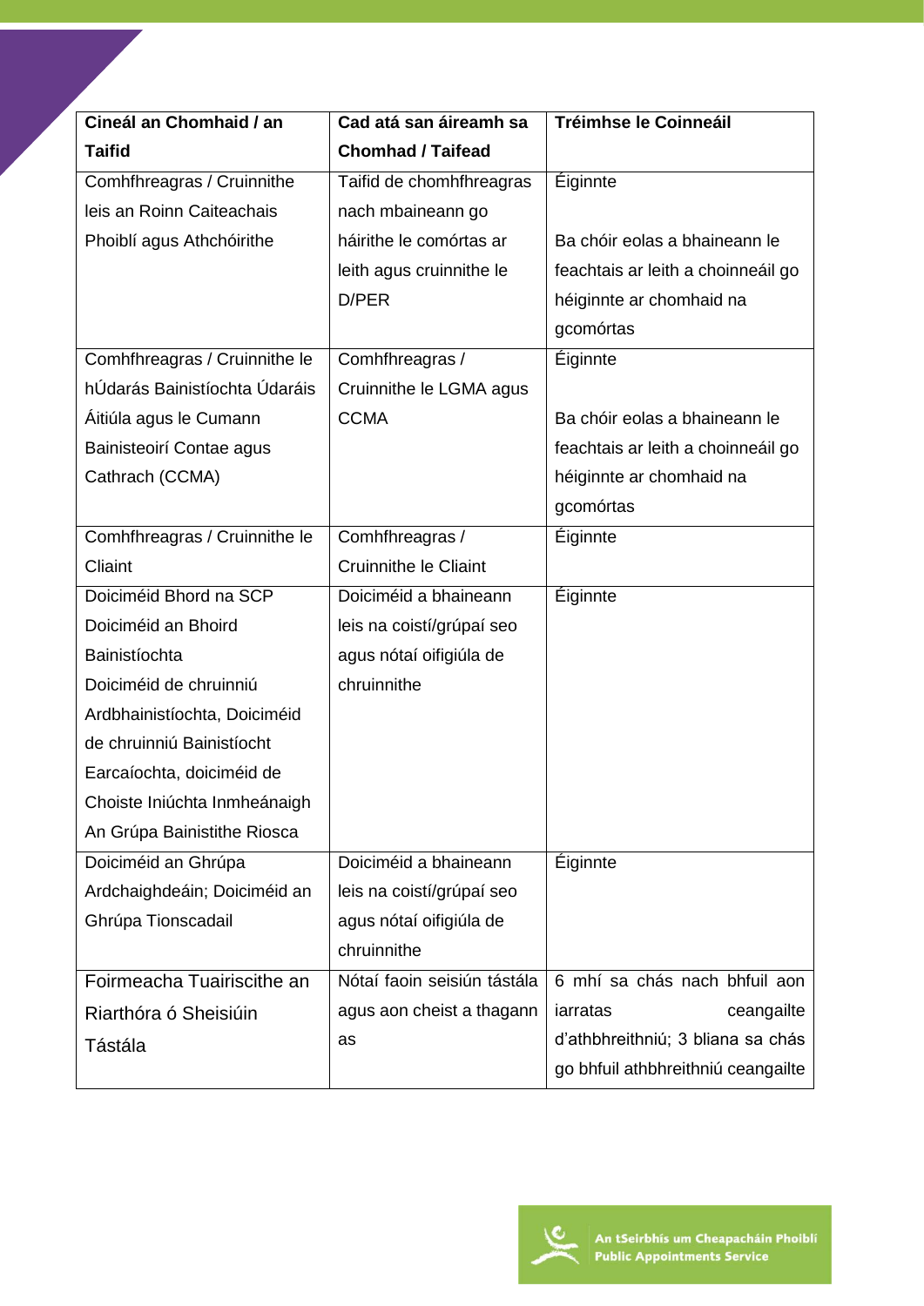| Cineál an Chomhaid / an Taifid | Cad atá san áireamh sa Chomhad / Taifead | Tréimhse le Coinneáil |
|---|---|---|
| Comhfhreagras / Cruinnithe leis an Roinn Caiteachais Phoiblí agus Athchóirithe | Taifid de chomhfhreagras nach mbaineann go háirithe le comórtas ar leith agus cruinnithe le D/PER | Éiginnte<br><br>Ba chóir eolas a bhaineann le feachtais ar leith a choinneáil go héiginnte ar chomhaid na gcomórtas |
| Comhfhreagras / Cruinnithe le hÚdarás Bainistíochta Údaráis Áitiúla agus le Cumann Bainisteoirí Contae agus Cathrach (CCMA) | Comhfhreagras / Cruinnithe le LGMA agus CCMA | Éiginnte<br><br>Ba chóir eolas a bhaineann le feachtais ar leith a choinneáil go héiginnte ar chomhaid na gcomórtas |
| Comhfhreagras / Cruinnithe le Cliaint | Comhfhreagras / Cruinnithe le Cliaint | Éiginnte |
| Doiciméid Bhord na SCP<br>Doiciméid an Bhoird Bainistíochta<br>Doiciméid de chruinniú Ardbhainistíochta, Doiciméid de chruinniú Bainistíocht Earcaíochta, doiciméid de Choiste Iniúchta Inmheánaigh<br>An Grúpa Bainistithe Riosca | Doiciméid a bhaineann leis na coistí/grúpaí seo agus nótaí oifigiúla de chruinnithe | Éiginnte |
| Doiciméid an Ghrúpa Ardchaighdeáin; Doiciméid an Ghrúpa Tionscadail | Doiciméid a bhaineann leis na coistí/grúpaí seo agus nótaí oifigiúla de chruinnithe | Éiginnte |
| Foirmeacha Tuairiscithe an Riarthóra ó Sheisiúin Tástála | Nótaí faoin seisiún tástála agus aon cheist a thagann as | 6 mhí sa chás nach bhfuil aon iarratas ceangailte d'athbhreithniú; 3 bliana sa chás go bhfuil athbhreithniú ceangailte |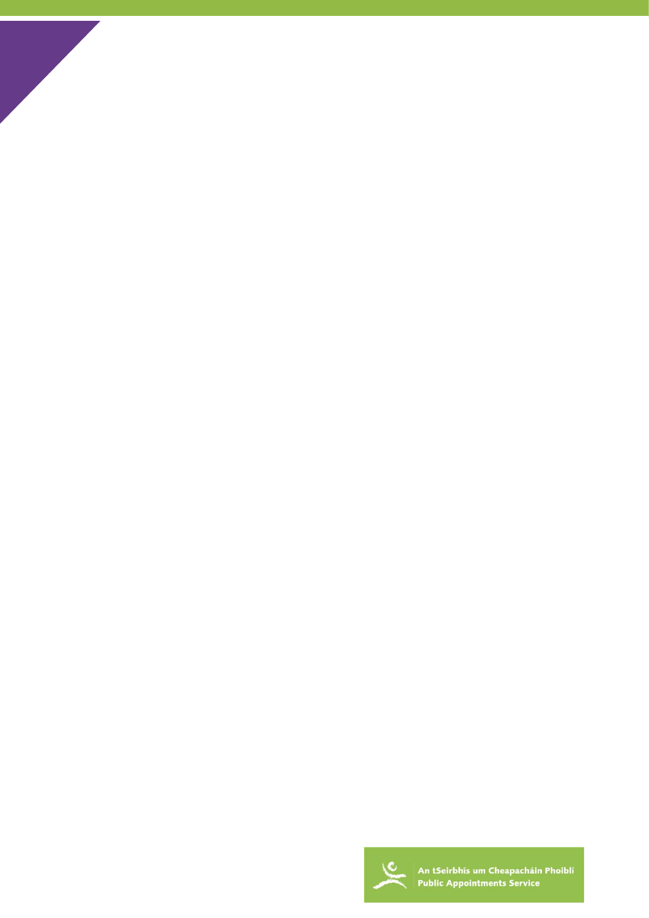An tSeirbhís um Cheapacháin Phoiblí
Public Appointments Service